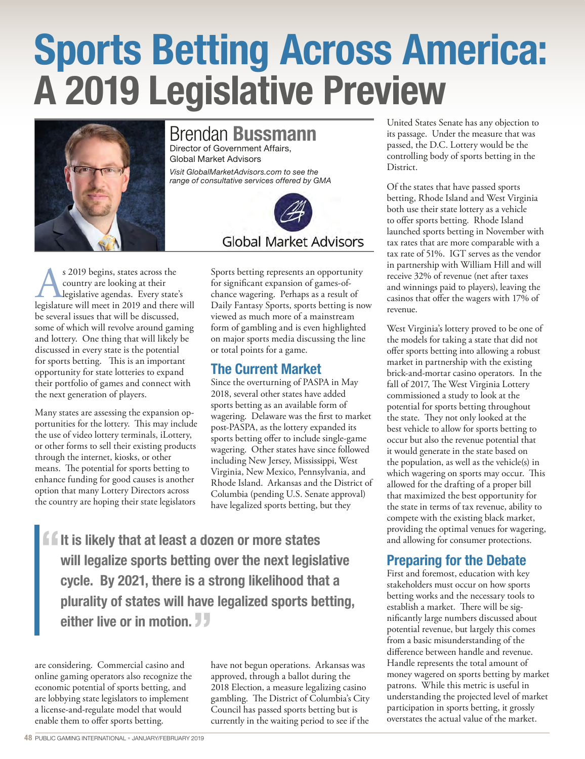# Sports Betting Across America: A 2019 Legislative Preview

**Brendan Bussmann**
Director of Government Affairs,
Global Market Advisors

*Visit GlobalMarketAdvisors.com to see the range of consultative services offered by GMA*

Global Market Advisors

As 2019 begins, states across the country are looking at their legislative agendas. Every state's legislature will meet in 2019 and there will be several issues that will be discussed, some of which will revolve around gaming and lottery. One thing that will likely be discussed in every state is the potential for sports betting. This is an important opportunity for state lotteries to expand their portfolio of games and connect with the next generation of players.

Many states are assessing the expansion opportunities for the lottery. This may include the use of video lottery terminals, iLottery, or other forms to sell their existing products through the internet, kiosks, or other means. The potential for sports betting to enhance funding for good causes is another option that many Lottery Directors across the country are hoping their state legislators are considering. Commercial casino and online gaming operators also recognize the economic potential of sports betting, and are lobbying state legislators to implement a license-and-regulate model that would enable them to offer sports betting.

Sports betting represents an opportunity for significant expansion of games-of-chance wagering. Perhaps as a result of Daily Fantasy Sports, sports betting is now viewed as much more of a mainstream form of gambling and is even highlighted on major sports media discussing the line or total points for a game.

> **It is likely that at least a dozen or more states will legalize sports betting over the next legislative cycle. By 2021, there is a strong likelihood that a plurality of states will have legalized sports betting, either live or in motion.**

## The Current Market

Since the overturning of PASPA in May 2018, several other states have added sports betting as an available form of wagering. Delaware was the first to market post-PASPA, as the lottery expanded its sports betting offer to include single-game wagering. Other states have since followed including New Jersey, Mississippi, West Virginia, New Mexico, Pennsylvania, and Rhode Island. Arkansas and the District of Columbia (pending U.S. Senate approval) have legalized sports betting, but they have not begun operations. Arkansas was approved, through a ballot during the 2018 Election, a measure legalizing casino gambling. The District of Columbia's City Council has passed sports betting but is currently in the waiting period to see if the United States Senate has any objection to its passage. Under the measure that was passed, the D.C. Lottery would be the controlling body of sports betting in the District.

Of the states that have passed sports betting, Rhode Island and West Virginia both use their state lottery as a vehicle to offer sports betting. Rhode Island launched sports betting in November with tax rates that are more comparable with a tax rate of 51%. IGT serves as the vendor in partnership with William Hill and will receive 32% of revenue (net after taxes and winnings paid to players), leaving the casinos that offer the wagers with 17% of revenue.

West Virginia's lottery proved to be one of the models for taking a state that did not offer sports betting into allowing a robust market in partnership with the existing brick-and-mortar casino operators. In the fall of 2017, The West Virginia Lottery commissioned a study to look at the potential for sports betting throughout the state. They not only looked at the best vehicle to allow for sports betting to occur but also the revenue potential that it would generate in the state based on the population, as well as the vehicle(s) in which wagering on sports may occur. This allowed for the drafting of a proper bill that maximized the best opportunity for the state in terms of tax revenue, ability to compete with the existing black market, providing the optimal venues for wagering, and allowing for consumer protections.

## Preparing for the Debate

First and foremost, education with key stakeholders must occur on how sports betting works and the necessary tools to establish a market. There will be significantly large numbers discussed about potential revenue, but largely this comes from a basic misunderstanding of the difference between handle and revenue. Handle represents the total amount of money wagered on sports betting by market patrons. While this metric is useful in understanding the projected level of market participation in sports betting, it grossly overstates the actual value of the market.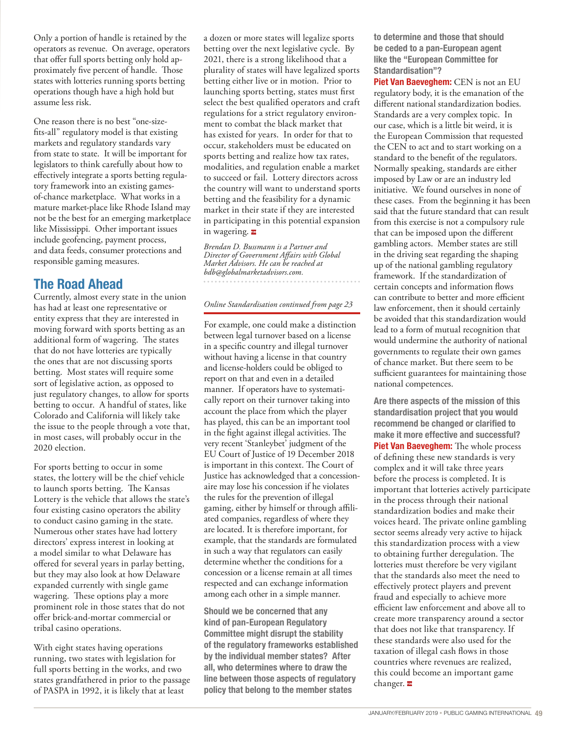Only a portion of handle is retained by the operators as revenue. On average, operators that offer full sports betting only hold approximately five percent of handle. Those states with lotteries running sports betting operations though have a high hold but assume less risk.

One reason there is no best "one-size-fits-all" regulatory model is that existing markets and regulatory standards vary from state to state. It will be important for legislators to think carefully about how to effectively integrate a sports betting regulatory framework into an existing games-of-chance marketplace. What works in a mature market-place like Rhode Island may not be the best for an emerging marketplace like Mississippi. Other important issues include geofencing, payment process, and data feeds, consumer protections and responsible gaming measures.

## The Road Ahead

Currently, almost every state in the union has had at least one representative or entity express that they are interested in moving forward with sports betting as an additional form of wagering. The states that do not have lotteries are typically the ones that are not discussing sports betting. Most states will require some sort of legislative action, as opposed to just regulatory changes, to allow for sports betting to occur. A handful of states, like Colorado and California will likely take the issue to the people through a vote that, in most cases, will probably occur in the 2020 election.

For sports betting to occur in some states, the lottery will be the chief vehicle to launch sports betting. The Kansas Lottery is the vehicle that allows the state's four existing casino operators the ability to conduct casino gaming in the state. Numerous other states have had lottery directors' express interest in looking at a model similar to what Delaware has offered for several years in parlay betting, but they may also look at how Delaware expanded currently with single game wagering. These options play a more prominent role in those states that do not offer brick-and-mortar commercial or tribal casino operations.

With eight states having operations running, two states with legislation for full sports betting in the works, and two states grandfathered in prior to the passage of PASPA in 1992, it is likely that at least a dozen or more states will legalize sports betting over the next legislative cycle. By 2021, there is a strong likelihood that a plurality of states will have legalized sports betting either live or in motion. Prior to launching sports betting, states must first select the best qualified operators and craft regulations for a strict regulatory environment to combat the black market that has existed for years. In order for that to occur, stakeholders must be educated on sports betting and realize how tax rates, modalities, and regulation enable a market to succeed or fail. Lottery directors across the country will want to understand sports betting and the feasibility for a dynamic market in their state if they are interested in participating in this potential expansion in wagering.

*Brendan D. Bussmann is a Partner and Director of Government Affairs with Global Market Advisors. He can be reached at bdb@globalmarketadvisors.com.*

---

*Online Standardisation continued from page 23*

For example, one could make a distinction between legal turnover based on a license in a specific country and illegal turnover without having a license in that country and license-holders could be obliged to report on that and even in a detailed manner. If operators have to systematically report on their turnover taking into account the place from which the player has played, this can be an important tool in the fight against illegal activities. The very recent 'Stanleybet' judgment of the EU Court of Justice of 19 December 2018 is important in this context. The Court of Justice has acknowledged that a concessionaire may lose his concession if he violates the rules for the prevention of illegal gaming, either by himself or through affiliated companies, regardless of where they are located. It is therefore important, for example, that the standards are formulated in such a way that regulators can easily determine whether the conditions for a concession or a license remain at all times respected and can exchange information among each other in a simple manner.

**Should we be concerned that any kind of pan-European Regulatory Committee might disrupt the stability of the regulatory frameworks established by the individual member states? After all, who determines where to draw the line between those aspects of regulatory policy that belong to the member states to determine and those that should be ceded to a pan-European agent like the "European Committee for Standardisation"?**

**Piet Van Baeveghem:** CEN is not an EU regulatory body, it is the emanation of the different national standardization bodies. Standards are a very complex topic. In our case, which is a little bit weird, it is the European Commission that requested the CEN to act and to start working on a standard to the benefit of the regulators. Normally speaking, standards are either imposed by Law or are an industry led initiative. We found ourselves in none of these cases. From the beginning it has been said that the future standard that can result from this exercise is not a compulsory rule that can be imposed upon the different gambling actors. Member states are still in the driving seat regarding the shaping up of the national gambling regulatory framework. If the standardization of certain concepts and information flows can contribute to better and more efficient law enforcement, then it should certainly be avoided that this standardization would lead to a form of mutual recognition that would undermine the authority of national governments to regulate their own games of chance market. But there seem to be sufficient guarantees for maintaining those national competences.

**Are there aspects of the mission of this standardisation project that you would recommend be changed or clarified to make it more effective and successful?**

**Piet Van Baeveghem:** The whole process of defining these new standards is very complex and it will take three years before the process is completed. It is important that lotteries actively participate in the process through their national standardization bodies and make their voices heard. The private online gambling sector seems already very active to hijack this standardization process with a view to obtaining further deregulation. The lotteries must therefore be very vigilant that the standards also meet the need to effectively protect players and prevent fraud and especially to achieve more efficient law enforcement and above all to create more transparency around a sector that does not like that transparency. If these standards were also used for the taxation of illegal cash flows in those countries where revenues are realized, this could become an important game changer.